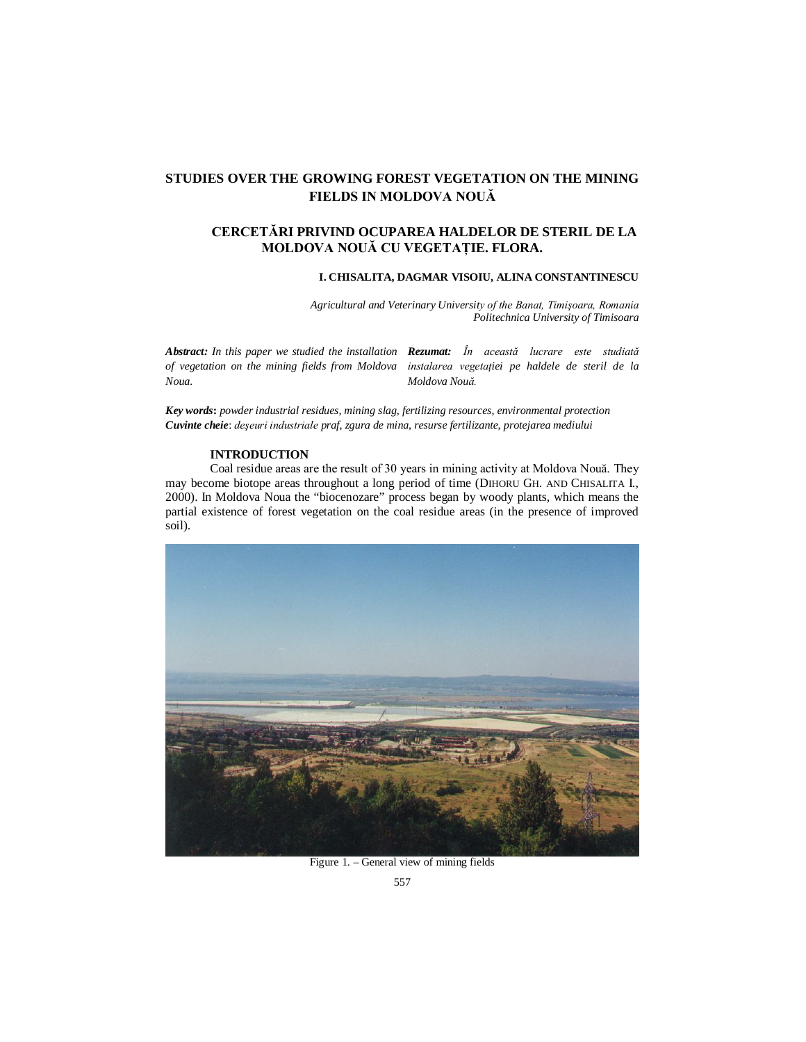# STUDIES OVER THE GROWING FOREST VEGETATION ON THE MINING FIELDS IN MOLDOVA NOUĂ

# CERCETĂRI PRIVIND OCUPAREA HALDELOR DE STERIL DE LA MOLDOVA NOUĂ CU VEGETAȚIE. FLORA.

**I. CHISALITA, DAGMAR VISOIU, ALINA CONSTANTINESCU**

*Agricultural and Veterinary University of the Banat, Timişoara, Romania*
*Politechnica University of Timisoara*

***Abstract:*** *In this paper we studied the installation of vegetation on the mining fields from Moldova Noua.*

***Rezumat:*** *În această lucrare este studiată instalarea vegetației pe haldele de steril de la Moldova Nouă.*

***Key words*****:** *powder industrial residues, mining slag, fertilizing resources, environmental protection*
***Cuvinte cheie***: *deşeuri industriale praf, zgura de mina, resurse fertilizante, protejarea mediului*

## INTRODUCTION

Coal residue areas are the result of 30 years in mining activity at Moldova Nouă. They may become biotope areas throughout a long period of time (DIHORU GH. AND CHISALITA I., 2000). In Moldova Noua the "biocenozare" process began by woody plants, which means the partial existence of forest vegetation on the coal residue areas (in the presence of improved soil).

Figure 1. – General view of mining fields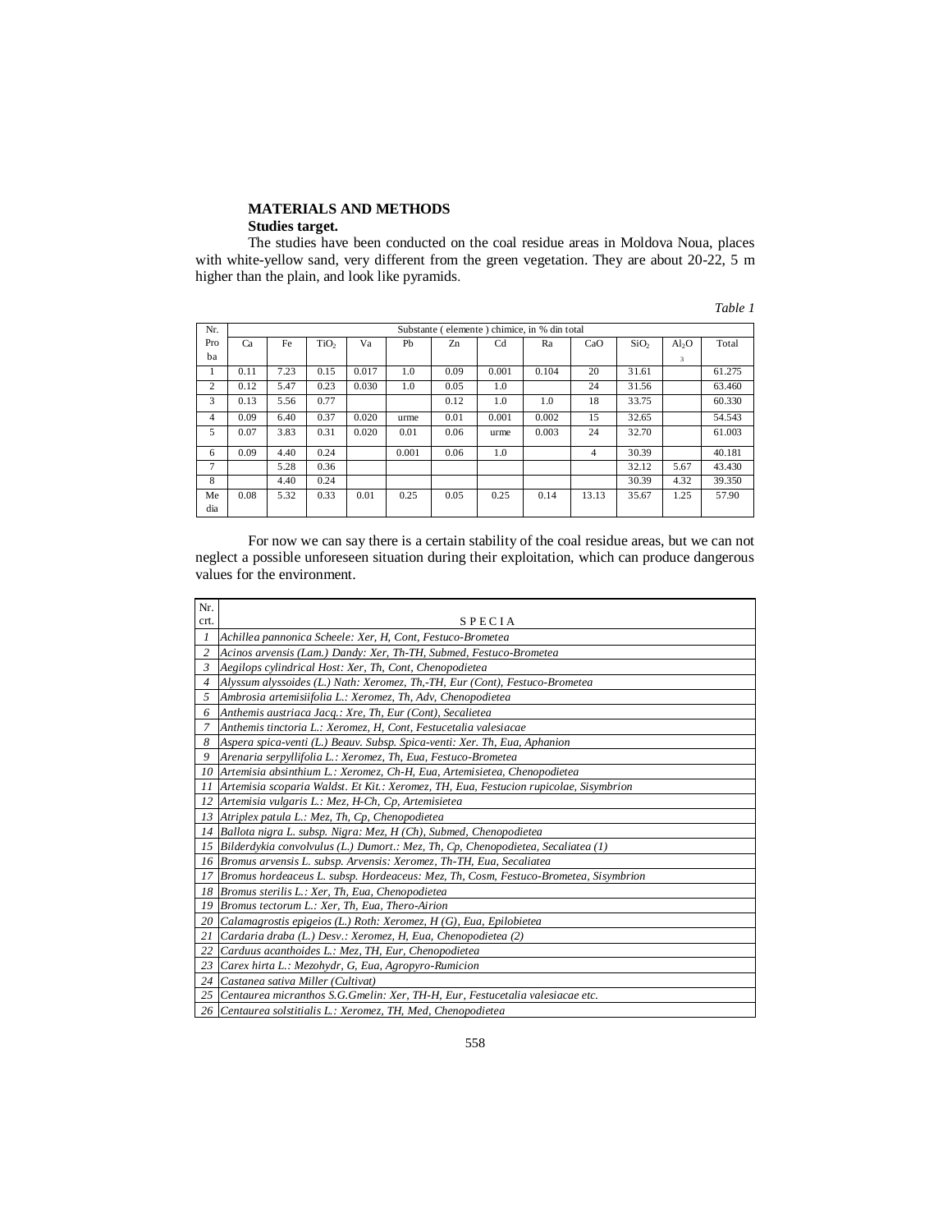**MATERIALS AND METHODS**

**Studies target.**

The studies have been conducted on the coal residue areas in Moldova Noua, places with white-yellow sand, very different from the green vegetation. They are about 20-22, 5 m higher than the plain, and look like pyramids.

*Table 1*

| Nr. Proba | Substante ( elemente ) chimice, in % din total | | | | | | | | | | | |
|---|---|---|---|---|---|---|---|---|---|---|---|---|
| | Ca | Fe | $TiO_2$ | Va | Pb | Zn | Cd | Ra | CaO | $SiO_2$ | $Al_2O_3$ | Total |
| 1 | 0.11 | 7.23 | 0.15 | 0.017 | 1.0 | 0.09 | 0.001 | 0.104 | 20 | 31.61 | | 61.275 |
| 2 | 0.12 | 5.47 | 0.23 | 0.030 | 1.0 | 0.05 | 1.0 | | 24 | 31.56 | | 63.460 |
| 3 | 0.13 | 5.56 | 0.77 | | | 0.12 | 1.0 | 1.0 | 18 | 33.75 | | 60.330 |
| 4 | 0.09 | 6.40 | 0.37 | 0.020 | urme | 0.01 | 0.001 | 0.002 | 15 | 32.65 | | 54.543 |
| 5 | 0.07 | 3.83 | 0.31 | 0.020 | 0.01 | 0.06 | urme | 0.003 | 24 | 32.70 | | 61.003 |
| 6 | 0.09 | 4.40 | 0.24 | | 0.001 | 0.06 | 1.0 | | 4 | 30.39 | | 40.181 |
| 7 | | 5.28 | 0.36 | | | | | | | 32.12 | 5.67 | 43.430 |
| 8 | | 4.40 | 0.24 | | | | | | | 30.39 | 4.32 | 39.350 |
| Media | 0.08 | 5.32 | 0.33 | 0.01 | 0.25 | 0.05 | 0.25 | 0.14 | 13.13 | 35.67 | 1.25 | 57.90 |

For now we can say there is a certain stability of the coal residue areas, but we can not neglect a possible unforeseen situation during their exploitation, which can produce dangerous values for the environment.

| Nr. crt. | S P E C I A |
|---|---|
| *1* | *Achillea pannonica Scheele: Xer, H, Cont, Festuco-Brometea* |
| *2* | *Acinos arvensis (Lam.) Dandy: Xer, Th-TH, Submed, Festuco-Brometea* |
| *3* | *Aegilops cylindrical Host: Xer, Th, Cont, Chenopodietea* |
| *4* | *Alyssum alyssoides (L.) Nath: Xeromez, Th,-TH, Eur (Cont), Festuco-Brometea* |
| *5* | *Ambrosia artemisiifolia L.: Xeromez, Th, Adv, Chenopodietea* |
| *6* | *Anthemis austriaca Jacq.: Xre, Th, Eur (Cont), Secalietea* |
| *7* | *Anthemis tinctoria L.: Xeromez, H, Cont, Festucetalia valesiacae* |
| *8* | *Aspera spica-venti (L.) Beauv. Subsp. Spica-venti: Xer. Th, Eua, Aphanion* |
| *9* | *Arenaria serpyllifolia L.: Xeromez, Th, Eua, Festuco-Brometea* |
| *10* | *Artemisia absinthium L.: Xeromez, Ch-H, Eua, Artemisietea, Chenopodietea* |
| *11* | *Artemisia scoparia Waldst. Et Kit.: Xeromez, TH, Eua, Festucion rupicolae, Sisymbrion* |
| *12* | *Artemisia vulgaris L.: Mez, H-Ch, Cp, Artemisietea* |
| *13* | *Atriplex patula L.: Mez, Th, Cp, Chenopodietea* |
| *14* | *Ballota nigra L. subsp. Nigra: Mez, H (Ch), Submed, Chenopodietea* |
| *15* | *Bilderdykia convolvulus (L.) Dumort.: Mez, Th, Cp, Chenopodietea, Secaliatea (1)* |
| *16* | *Bromus arvensis L. subsp. Arvensis: Xeromez, Th-TH, Eua, Secaliatea* |
| *17* | *Bromus hordeaceus L. subsp. Hordeaceus: Mez, Th, Cosm, Festuco-Brometea, Sisymbrion* |
| *18* | *Bromus sterilis L.: Xer, Th, Eua, Chenopodietea* |
| *19* | *Bromus tectorum L.: Xer, Th, Eua, Thero-Airion* |
| *20* | *Calamagrostis epigeios (L.) Roth: Xeromez, H (G), Eua, Epilobietea* |
| *21* | *Cardaria draba (L.) Desv.: Xeromez, H, Eua, Chenopodietea (2)* |
| *22* | *Carduus acanthoides L.: Mez, TH, Eur, Chenopodietea* |
| *23* | *Carex hirta L.: Mezohydr, G, Eua, Agropyro-Rumicion* |
| *24* | *Castanea sativa Miller (Cultivat)* |
| *25* | *Centaurea micranthos S.G.Gmelin: Xer, TH-H, Eur, Festucetalia valesiacae etc.* |
| *26* | *Centaurea solstitialis L.: Xeromez, TH, Med, Chenopodietea* |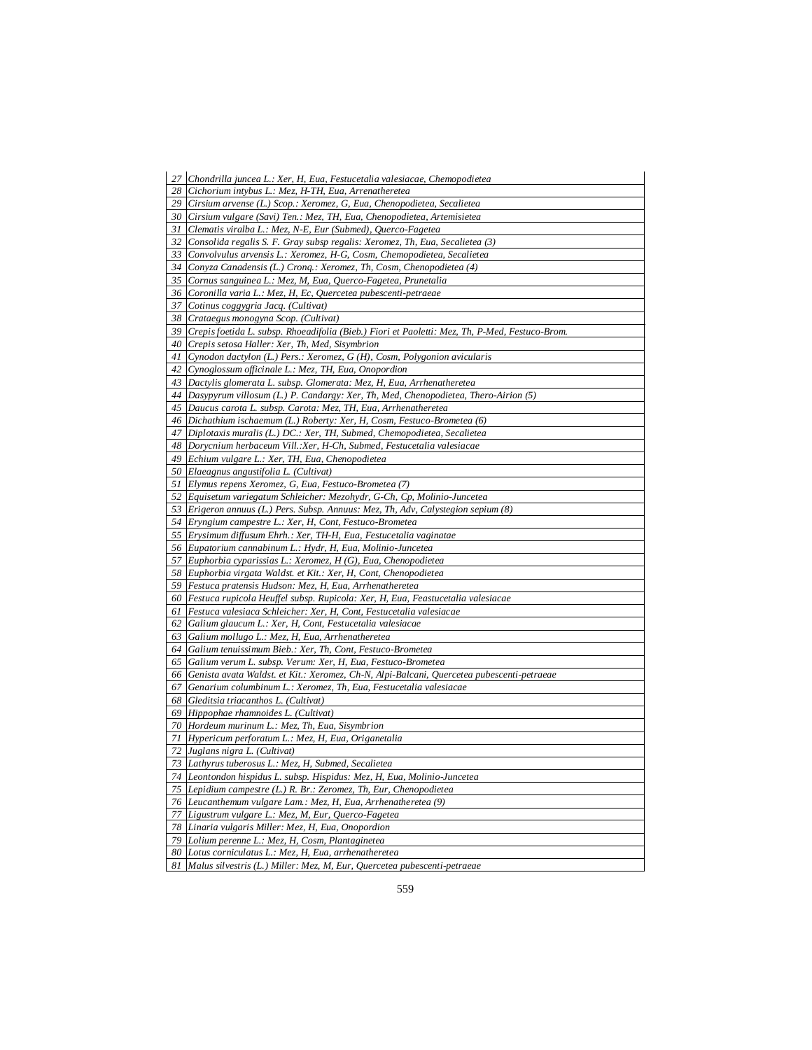| | |
|---|---|
| 27 | *Chondrilla juncea L.: Xer, H, Eua, Festucetalia valesiacae, Chemopodietea* |
| 28 | *Cichorium intybus L.: Mez, H-TH, Eua, Arrenatheretea* |
| 29 | *Cirsium arvense (L.) Scop.: Xeromez, G, Eua, Chenopodietea, Secalietea* |
| 30 | *Cirsium vulgare (Savi) Ten.: Mez, TH, Eua, Chenopodietea, Artemisietea* |
| 31 | *Clematis viralba L.: Mez, N-E, Eur (Submed), Querco-Fagetea* |
| 32 | *Consolida regalis S. F. Gray subsp regalis: Xeromez, Th, Eua, Secalietea (3)* |
| 33 | *Convolvulus arvensis L.: Xeromez, H-G, Cosm, Chemopodietea, Secalietea* |
| 34 | *Conyza Canadensis (L.) Cronq.: Xeromez, Th, Cosm, Chenopodietea (4)* |
| 35 | *Cornus sanguinea L.: Mez, M, Eua, Querco-Fagetea, Prunetalia* |
| 36 | *Coronilla varia L.: Mez, H, Ec, Quercetea pubescenti-petraeae* |
| 37 | *Cotinus coggygria Jacq. (Cultivat)* |
| 38 | *Crataegus monogyna Scop. (Cultivat)* |
| 39 | *Crepis foetida L. subsp. Rhoeadifolia (Bieb.) Fiori et Paoletti: Mez, Th, P-Med, Festuco-Brom.* |
| 40 | *Crepis setosa Haller: Xer, Th, Med, Sisymbrion* |
| 41 | *Cynodon dactylon (L.) Pers.: Xeromez, G (H), Cosm, Polygonion avicularis* |
| 42 | *Cynoglossum officinale L.: Mez, TH, Eua, Onopordion* |
| 43 | *Dactylis glomerata L. subsp. Glomerata: Mez, H, Eua, Arrhenatheretea* |
| 44 | *Dasypyrum villosum (L.) P. Candargy: Xer, Th, Med, Chenopodietea, Thero-Airion (5)* |
| 45 | *Daucus carota L. subsp. Carota: Mez, TH, Eua, Arrhenatheretea* |
| 46 | *Dichathium ischaemum (L.) Roberty: Xer, H, Cosm, Festuco-Brometea (6)* |
| 47 | *Diplotaxis muralis (L.) DC.: Xer, TH, Submed, Chemopodietea, Secalietea* |
| 48 | *Dorycnium herbaceum Vill.:Xer, H-Ch, Submed, Festucetalia valesiacae* |
| 49 | *Echium vulgare L.: Xer, TH, Eua, Chenopodietea* |
| 50 | *Elaeagnus angustifolia L. (Cultivat)* |
| 51 | *Elymus repens Xeromez, G, Eua, Festuco-Brometea (7)* |
| 52 | *Equisetum variegatum Schleicher: Mezohydr, G-Ch, Cp, Molinio-Juncetea* |
| 53 | *Erigeron annuus (L.) Pers. Subsp. Annuus: Mez, Th, Adv, Calystegion sepium (8)* |
| 54 | *Eryngium campestre L.: Xer, H, Cont, Festuco-Brometea* |
| 55 | *Erysimum diffusum Ehrh.: Xer, TH-H, Eua, Festucetalia vaginatae* |
| 56 | *Eupatorium cannabinum L.: Hydr, H, Eua, Molinio-Juncetea* |
| 57 | *Euphorbia cyparissias L.: Xeromez, H (G), Eua, Chenopodietea* |
| 58 | *Euphorbia virgata Waldst. et Kit.: Xer, H, Cont, Chenopodietea* |
| 59 | *Festuca pratensis Hudson: Mez, H, Eua, Arrhenatheretea* |
| 60 | *Festuca rupicola Heuffel subsp. Rupicola: Xer, H, Eua, Feastucetalia valesiacae* |
| 61 | *Festuca valesiaca Schleicher: Xer, H, Cont, Festucetalia valesiacae* |
| 62 | *Galium glaucum L.: Xer, H, Cont, Festucetalia valesiacae* |
| 63 | *Galium mollugo L.: Mez, H, Eua, Arrhenatheretea* |
| 64 | *Galium tenuissimum Bieb.: Xer, Th, Cont, Festuco-Brometea* |
| 65 | *Galium verum L. subsp. Verum: Xer, H, Eua, Festuco-Brometea* |
| 66 | *Genista avata Waldst. et Kit.: Xeromez, Ch-N, Alpi-Balcani, Quercetea pubescenti-petraeae* |
| 67 | *Genarium columbinum L.: Xeromez, Th, Eua, Festucetalia valesiacae* |
| 68 | *Gleditsia triacanthos L. (Cultivat)* |
| 69 | *Hippophae rhamnoides L. (Cultivat)* |
| 70 | *Hordeum murinum L.: Mez, Th, Eua, Sisymbrion* |
| 71 | *Hypericum perforatum L.: Mez, H, Eua, Origanetalia* |
| 72 | *Juglans nigra L. (Cultivat)* |
| 73 | *Lathyrus tuberosus L.: Mez, H, Submed, Secalietea* |
| 74 | *Leontondon hispidus L. subsp. Hispidus: Mez, H, Eua, Molinio-Juncetea* |
| 75 | *Lepidium campestre (L.) R. Br.: Zeromez, Th, Eur, Chenopodietea* |
| 76 | *Leucanthemum vulgare Lam.: Mez, H, Eua, Arrhenatheretea (9)* |
| 77 | *Ligustrum vulgare L.: Mez, M, Eur, Querco-Fagetea* |
| 78 | *Linaria vulgaris Miller: Mez, H, Eua, Onopordion* |
| 79 | *Lolium perenne L.: Mez, H, Cosm, Plantaginetea* |
| 80 | *Lotus corniculatus L.: Mez, H, Eua, arrhenatheretea* |
| 81 | *Malus silvestris (L.) Miller: Mez, M, Eur, Quercetea pubescenti-petraeae* |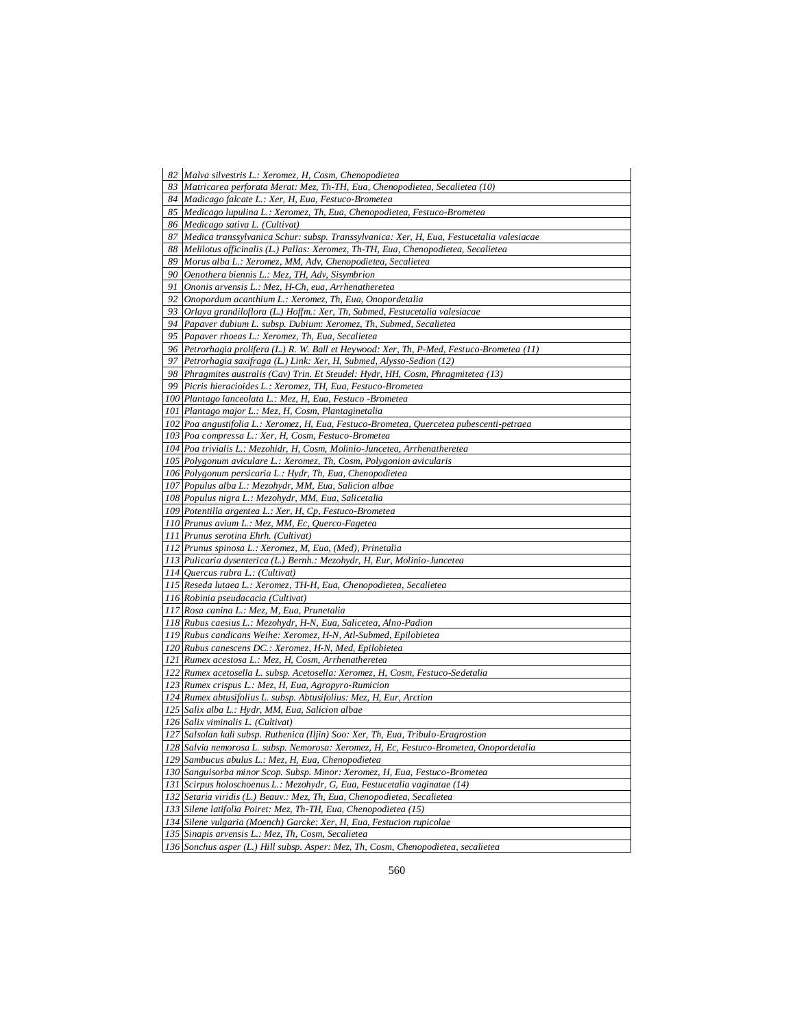| | |
|---|---|
| 82 | *Malva silvestris L.: Xeromez, H, Cosm, Chenopodietea* |
| 83 | *Matricarea perforata Merat: Mez, Th-TH, Eua, Chenopodietea, Secalietea (10)* |
| 84 | *Madicago falcate L.: Xer, H, Eua, Festuco-Brometea* |
| 85 | *Medicago lupulina L.: Xeromez, Th, Eua, Chenopodietea, Festuco-Brometea* |
| 86 | *Medicago sativa L. (Cultivat)* |
| 87 | *Medica transsylvanica Schur: subsp. Transsylvanica: Xer, H, Eua, Festucetalia valesiacae* |
| 88 | *Melilotus officinalis (L.) Pallas: Xeromez, Th-TH, Eua, Chenopodietea, Secalietea* |
| 89 | *Morus alba L.: Xeromez, MM, Adv, Chenopodietea, Secalietea* |
| 90 | *Oenothera biennis L.: Mez, TH, Adv, Sisymbrion* |
| 91 | *Ononis arvensis L.: Mez, H-Ch, eua, Arrhenatheretea* |
| 92 | *Onopordum acanthium L.: Xeromez, Th, Eua, Onopordetalia* |
| 93 | *Orlaya grandiloflora (L.) Hoffm.: Xer, Th, Submed, Festucetalia valesiacae* |
| 94 | *Papaver dubium L. subsp. Dubium: Xeromez, Th, Submed, Secalietea* |
| 95 | *Papaver rhoeas L.: Xeromez, Th, Eua, Secalietea* |
| 96 | *Petrorhagia prolifera (L.) R. W. Ball et Heywood: Xer, Th, P-Med, Festuco-Brometea (11)* |
| 97 | *Petrorhagia saxifraga (L.) Link: Xer, H, Submed, Alysso-Sedion (12)* |
| 98 | *Phragmites australis (Cav) Trin. Et Steudel: Hydr, HH, Cosm, Phragmitetea (13)* |
| 99 | *Picris hieracioides L.: Xeromez, TH, Eua, Festuco-Brometea* |
| 100 | *Plantago lanceolata L.: Mez, H, Eua, Festuco -Brometea* |
| 101 | *Plantago major L.: Mez, H, Cosm, Plantaginetalia* |
| 102 | *Poa angustifolia L.: Xeromez, H, Eua, Festuco-Brometea, Quercetea pubescenti-petraea* |
| 103 | *Poa compressa L.: Xer, H, Cosm, Festuco-Brometea* |
| 104 | *Poa trivialis L.: Mezohidr, H, Cosm, Molinio-Juncetea, Arrhenatheretea* |
| 105 | *Polygonum aviculare L.: Xeromez, Th, Cosm, Polygonion avicularis* |
| 106 | *Polygonum persicaria L.: Hydr, Th, Eua, Chenopodietea* |
| 107 | *Populus alba L.: Mezohydr, MM, Eua, Salicion albae* |
| 108 | *Populus nigra L.: Mezohydr, MM, Eua, Salicetalia* |
| 109 | *Potentilla argentea L.: Xer, H, Cp, Festuco-Brometea* |
| 110 | *Prunus avium L.: Mez, MM, Ec, Querco-Fagetea* |
| 111 | *Prunus serotina Ehrh. (Cultivat)* |
| 112 | *Prunus spinosa L.: Xeromez, M, Eua, (Med), Prinetalia* |
| 113 | *Pulicaria dysenterica (L.) Bernh.: Mezohydr, H, Eur, Molinio-Juncetea* |
| 114 | *Quercus rubra L.: (Cultivat)* |
| 115 | *Reseda lutaea L.: Xeromez, TH-H, Eua, Chenopodietea, Secalietea* |
| 116 | *Robinia pseudacacia (Cultivat)* |
| 117 | *Rosa canina L.: Mez, M, Eua, Prunetalia* |
| 118 | *Rubus caesius L.: Mezohydr, H-N, Eua, Salicetea, Alno-Padion* |
| 119 | *Rubus candicans Weihe: Xeromez, H-N, Atl-Submed, Epilobietea* |
| 120 | *Rubus canescens DC.: Xeromez, H-N, Med, Epilobietea* |
| 121 | *Rumex acestosa L.: Mez, H, Cosm, Arrhenatheretea* |
| 122 | *Rumex acetosella L. subsp. Acetosella: Xeromez, H, Cosm, Festuco-Sedetalia* |
| 123 | *Rumex crispus L.: Mez, H, Eua, Agropyro-Rumicion* |
| 124 | *Rumex abtusifolius L. subsp. Abtusifolius: Mez, H, Eur, Arction* |
| 125 | *Salix alba L.: Hydr, MM, Eua, Salicion albae* |
| 126 | *Salix viminalis L. (Cultivat)* |
| 127 | *Salsolan kali subsp. Ruthenica (Iljin) Soo: Xer, Th, Eua, Tribulo-Eragrostion* |
| 128 | *Salvia nemorosa L. subsp. Nemorosa: Xeromez, H, Ec, Festuco-Brometea, Onopordetalia* |
| 129 | *Sambucus abulus L.: Mez, H, Eua, Chenopodietea* |
| 130 | *Sanguisorba minor Scop. Subsp. Minor: Xeromez, H, Eua, Festuco-Brometea* |
| 131 | *Scirpus holoschoenus L.: Mezohydr, G, Eua, Festucetalia vaginatae (14)* |
| 132 | *Setaria viridis (L.) Beauv.: Mez, Th, Eua, Chenopodietea, Secalietea* |
| 133 | *Silene latifolia Poiret: Mez, Th-TH, Eua, Chenopodietea (15)* |
| 134 | *Silene vulgaria (Moench) Garcke: Xer, H, Eua, Festucion rupicolae* |
| 135 | *Sinapis arvensis L.: Mez, Th, Cosm, Secalietea* |
| 136 | *Sonchus asper (L.) Hill subsp. Asper: Mez, Th, Cosm, Chenopodietea, secalietea* |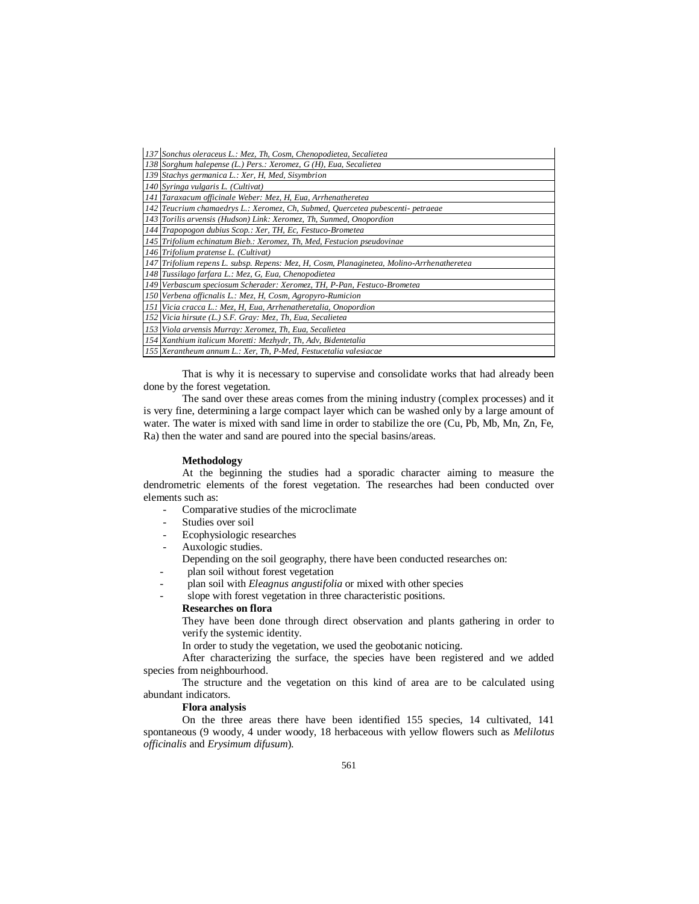| | |
|---|---|
| 137 | *Sonchus oleraceus L.: Mez, Th, Cosm, Chenopodietea, Secalietea* |
| 138 | *Sorghum halepense (L.) Pers.: Xeromez, G (H), Eua, Secalietea* |
| 139 | *Stachys germanica L.: Xer, H, Med, Sisymbrion* |
| 140 | *Syringa vulgaris L. (Cultivat)* |
| 141 | *Taraxacum officinale Weber: Mez, H, Eua, Arrhenatheretea* |
| 142 | *Teucrium chamaedrys L.: Xeromez, Ch, Submed, Quercetea pubescenti- petraeae* |
| 143 | *Torilis arvensis (Hudson) Link: Xeromez, Th, Sunmed, Onopordion* |
| 144 | *Trapopogon dubius Scop.: Xer, TH, Ec, Festuco-Brometea* |
| 145 | *Trifolium echinatum Bieb.: Xeromez, Th, Med, Festucion pseudovinae* |
| 146 | *Trifolium pratense L. (Cultivat)* |
| 147 | *Trifolium repens L. subsp. Repens: Mez, H, Cosm, Planaginetea, Molino-Arrhenatheretea* |
| 148 | *Tussilago farfara L.: Mez, G, Eua, Chenopodietea* |
| 149 | *Verbascum speciosum Scherader: Xeromez, TH, P-Pan, Festuco-Brometea* |
| 150 | *Verbena officnalis L.: Mez, H, Cosm, Agropyro-Rumicion* |
| 151 | *Vicia cracca L.: Mez, H, Eua, Arrhenatheretalia, Onopordion* |
| 152 | *Vicia hirsute (L.) S.F. Gray: Mez, Th, Eua, Secalietea* |
| 153 | *Viola arvensis Murray: Xeromez, Th, Eua, Secalietea* |
| 154 | *Xanthium italicum Moretti: Mezhydr, Th, Adv, Bidentetalia* |
| 155 | *Xerantheum annum L.: Xer, Th, P-Med, Festucetalia valesiacae* |

That is why it is necessary to supervise and consolidate works that had already been done by the forest vegetation.

The sand over these areas comes from the mining industry (complex processes) and it is very fine, determining a large compact layer which can be washed only by a large amount of water. The water is mixed with sand lime in order to stabilize the ore (Cu, Pb, Mb, Mn, Zn, Fe, Ra) then the water and sand are poured into the special basins/areas.

**Methodology**

At the beginning the studies had a sporadic character aiming to measure the dendrometric elements of the forest vegetation. The researches had been conducted over elements such as:

- Comparative studies of the microclimate
- Studies over soil
- Ecophysiologic researches
- Auxologic studies.

Depending on the soil geography, there have been conducted researches on:

- plan soil without forest vegetation
- plan soil with *Eleagnus angustifolia* or mixed with other species
- slope with forest vegetation in three characteristic positions.

**Researches on flora**

They have been done through direct observation and plants gathering in order to verify the systemic identity.

In order to study the vegetation, we used the geobotanic noticing.

After characterizing the surface, the species have been registered and we added species from neighbourhood.

The structure and the vegetation on this kind of area are to be calculated using abundant indicators.

**Flora analysis**

On the three areas there have been identified 155 species, 14 cultivated, 141 spontaneous (9 woody, 4 under woody, 18 herbaceous with yellow flowers such as *Melilotus officinalis* and *Erysimum difusum*).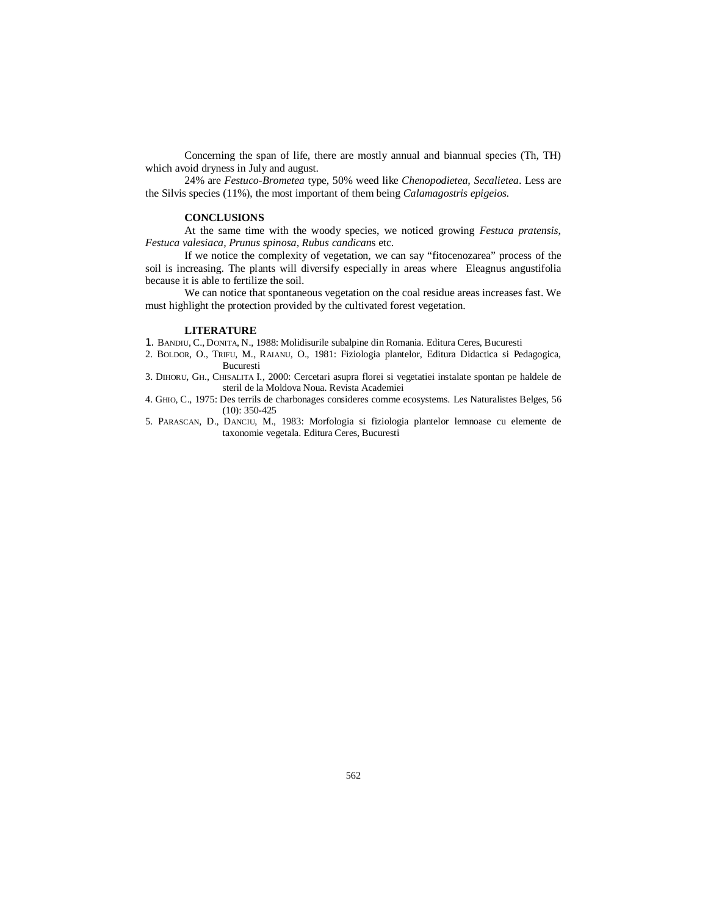Concerning the span of life, there are mostly annual and biannual species (Th, TH) which avoid dryness in July and august.

24% are *Festuco-Brometea* type, 50% weed like *Chenopodietea, Secalietea*. Less are the Silvis species (11%), the most important of them being *Calamagostris epigeios.*

## CONCLUSIONS

At the same time with the woody species, we noticed growing *Festuca pratensis, Festuca valesiaca, Prunus spinosa, Rubus candican*s etc.

If we notice the complexity of vegetation, we can say "fitocenozarea" process of the soil is increasing. The plants will diversify especially in areas where Eleagnus angustifolia because it is able to fertilize the soil.

We can notice that spontaneous vegetation on the coal residue areas increases fast. We must highlight the protection provided by the cultivated forest vegetation.

## LITERATURE

1. BANDIU, C., DONITA, N., 1988: Molidisurile subalpine din Romania. Editura Ceres, Bucuresti
2. BOLDOR, O., TRIFU, M., RAIANU, O., 1981: Fiziologia plantelor, Editura Didactica si Pedagogica, Bucuresti
3. DIHORU, GH., CHISALITA I., 2000: Cercetari asupra florei si vegetatiei instalate spontan pe haldele de steril de la Moldova Noua. Revista Academiei
4. GHIO, C., 1975: Des terrils de charbonages consideres comme ecosystems. Les Naturalistes Belges, 56 (10): 350-425
5. PARASCAN, D., DANCIU, M., 1983: Morfologia si fiziologia plantelor lemnoase cu elemente de taxonomie vegetala. Editura Ceres, Bucuresti